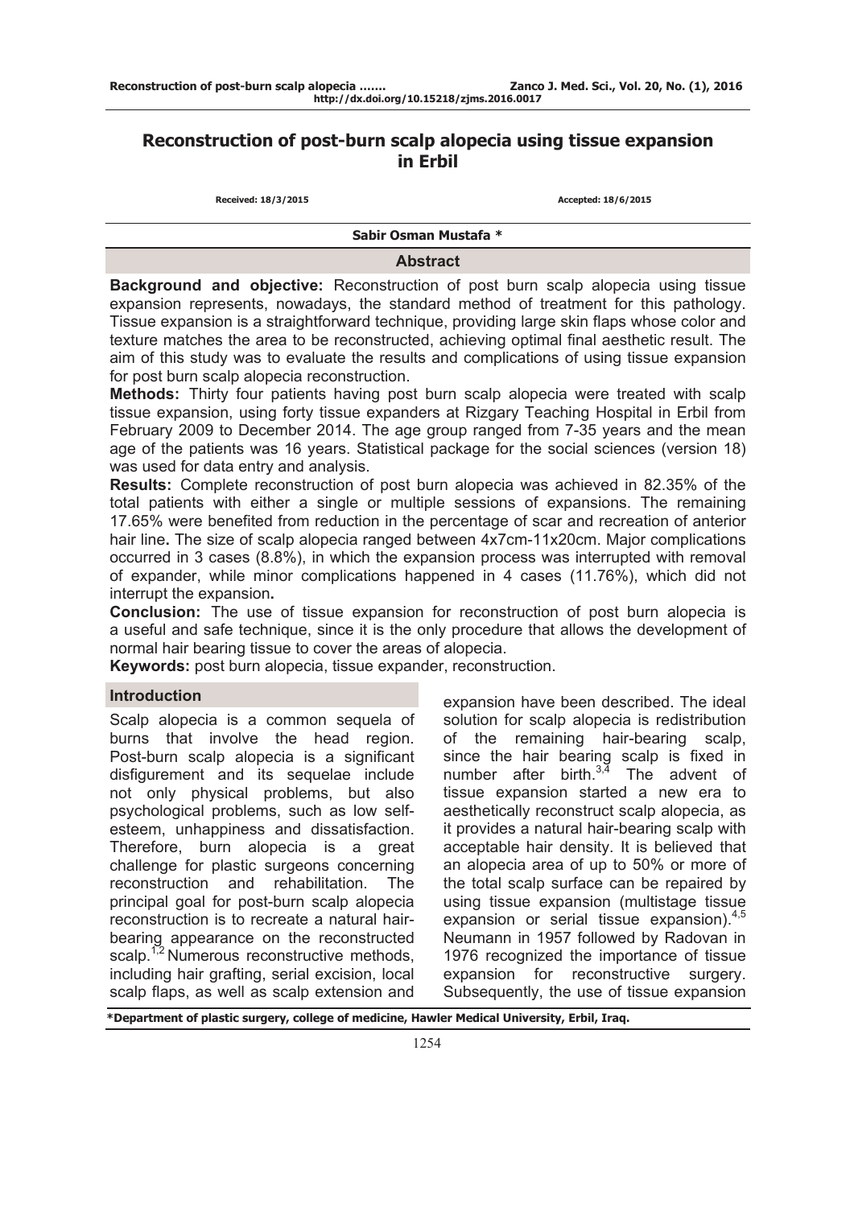# Reconstruction of post-burn scalp alopecia using tissue expansion in Erbil

Received: 18/3/2015 Accepted: 18/6/2015

**Sabir Osman Mustafa ***

## Abstract

**Background and objective:** Reconstruction of post burn scalp alopecia using tissue expansion represents, nowadays, the standard method of treatment for this pathology. Tissue expansion is a straightforward technique, providing large skin flaps whose color and texture matches the area to be reconstructed, achieving optimal final aesthetic result. The aim of this study was to evaluate the results and complications of using tissue expansion for post burn scalp alopecia reconstruction.

**Methods:** Thirty four patients having post burn scalp alopecia were treated with scalp tissue expansion, using forty tissue expanders at Rizgary Teaching Hospital in Erbil from February 2009 to December 2014. The age group ranged from 7-35 years and the mean age of the patients was 16 years. Statistical package for the social sciences (version 18) was used for data entry and analysis.

**Results:** Complete reconstruction of post burn alopecia was achieved in 82.35% of the total patients with either a single or multiple sessions of expansions. The remaining 17.65% were benefited from reduction in the percentage of scar and recreation of anterior hair line**.** The size of scalp alopecia ranged between 4x7cm-11x20cm. Major complications occurred in 3 cases (8.8%), in which the expansion process was interrupted with removal of expander, while minor complications happened in 4 cases (11.76%), which did not interrupt the expansion**.**

**Conclusion:** The use of tissue expansion for reconstruction of post burn alopecia is a useful and safe technique, since it is the only procedure that allows the development of normal hair bearing tissue to cover the areas of alopecia.

**Keywords:** post burn alopecia, tissue expander, reconstruction.

## Introduction

Scalp alopecia is a common sequela of burns that involve the head region. Post-burn scalp alopecia is a significant disfigurement and its sequelae include not only physical problems, but also psychological problems, such as low self-esteem, unhappiness and dissatisfaction. Therefore, burn alopecia is a great challenge for plastic surgeons concerning reconstruction and rehabilitation. The principal goal for post-burn scalp alopecia reconstruction is to recreate a natural hair-bearing appearance on the reconstructed scalp.[1,2] Numerous reconstructive methods, including hair grafting, serial excision, local scalp flaps, as well as scalp extension and expansion have been described. The ideal solution for scalp alopecia is redistribution of the remaining hair-bearing scalp, since the hair bearing scalp is fixed in number after birth.[3,4] The advent of tissue expansion started a new era to aesthetically reconstruct scalp alopecia, as it provides a natural hair-bearing scalp with acceptable hair density. It is believed that an alopecia area of up to 50% or more of the total scalp surface can be repaired by using tissue expansion (multistage tissue expansion or serial tissue expansion).[4,5] Neumann in 1957 followed by Radovan in 1976 recognized the importance of tissue expansion for reconstructive surgery. Subsequently, the use of tissue expansion

*Department of plastic surgery, college of medicine, Hawler Medical University, Erbil, Iraq.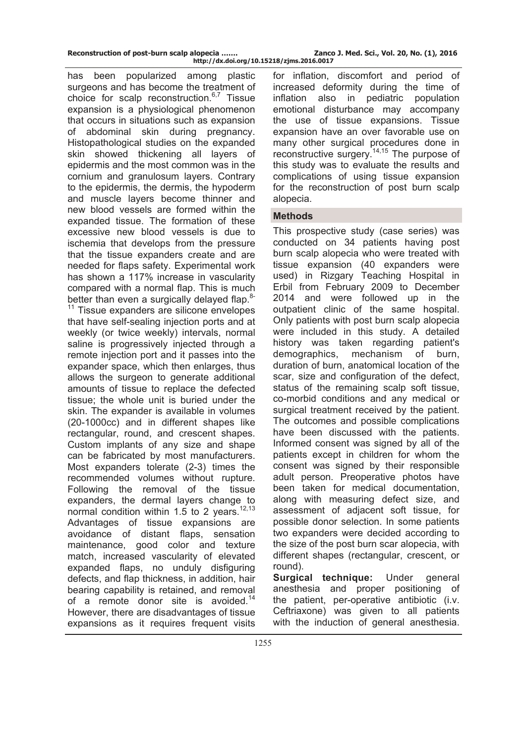has been popularized among plastic surgeons and has become the treatment of choice for scalp reconstruction.[6,7] Tissue expansion is a physiological phenomenon that occurs in situations such as expansion of abdominal skin during pregnancy. Histopathological studies on the expanded skin showed thickening all layers of epidermis and the most common was in the cornium and granulosum layers. Contrary to the epidermis, the dermis, the hypoderm and muscle layers become thinner and new blood vessels are formed within the expanded tissue. The formation of these excessive new blood vessels is due to ischemia that develops from the pressure that the tissue expanders create and are needed for flaps safety. Experimental work has shown a 117% increase in vascularity compared with a normal flap. This is much better than even a surgically delayed flap.[8-11] Tissue expanders are silicone envelopes that have self-sealing injection ports and at weekly (or twice weekly) intervals, normal saline is progressively injected through a remote injection port and it passes into the expander space, which then enlarges, thus allows the surgeon to generate additional amounts of tissue to replace the defected tissue; the whole unit is buried under the skin. The expander is available in volumes (20-1000cc) and in different shapes like rectangular, round, and crescent shapes. Custom implants of any size and shape can be fabricated by most manufacturers. Most expanders tolerate (2-3) times the recommended volumes without rupture. Following the removal of the tissue expanders, the dermal layers change to normal condition within 1.5 to 2 years.[12,13] Advantages of tissue expansions are avoidance of distant flaps, sensation maintenance, good color and texture match, increased vascularity of elevated expanded flaps, no unduly disfiguring defects, and flap thickness, in addition, hair bearing capability is retained, and removal of a remote donor site is avoided.[14] However, there are disadvantages of tissue expansions as it requires frequent visits for inflation, discomfort and period of increased deformity during the time of inflation also in pediatric population emotional disturbance may accompany the use of tissue expansions. Tissue expansion have an over favorable use on many other surgical procedures done in reconstructive surgery.[14,15] The purpose of this study was to evaluate the results and complications of using tissue expansion for the reconstruction of post burn scalp alopecia.

## Methods

This prospective study (case series) was conducted on 34 patients having post burn scalp alopecia who were treated with tissue expansion (40 expanders were used) in Rizgary Teaching Hospital in Erbil from February 2009 to December 2014 and were followed up in the outpatient clinic of the same hospital. Only patients with post burn scalp alopecia were included in this study. A detailed history was taken regarding patient's demographics, mechanism of burn, duration of burn, anatomical location of the scar, size and configuration of the defect, status of the remaining scalp soft tissue, co-morbid conditions and any medical or surgical treatment received by the patient. The outcomes and possible complications have been discussed with the patients. Informed consent was signed by all of the patients except in children for whom the consent was signed by their responsible adult person. Preoperative photos have been taken for medical documentation, along with measuring defect size, and assessment of adjacent soft tissue, for possible donor selection. In some patients two expanders were decided according to the size of the post burn scar alopecia, with different shapes (rectangular, crescent, or round).

**Surgical technique:** Under general anesthesia and proper positioning of the patient, per-operative antibiotic (i.v. Ceftriaxone) was given to all patients with the induction of general anesthesia.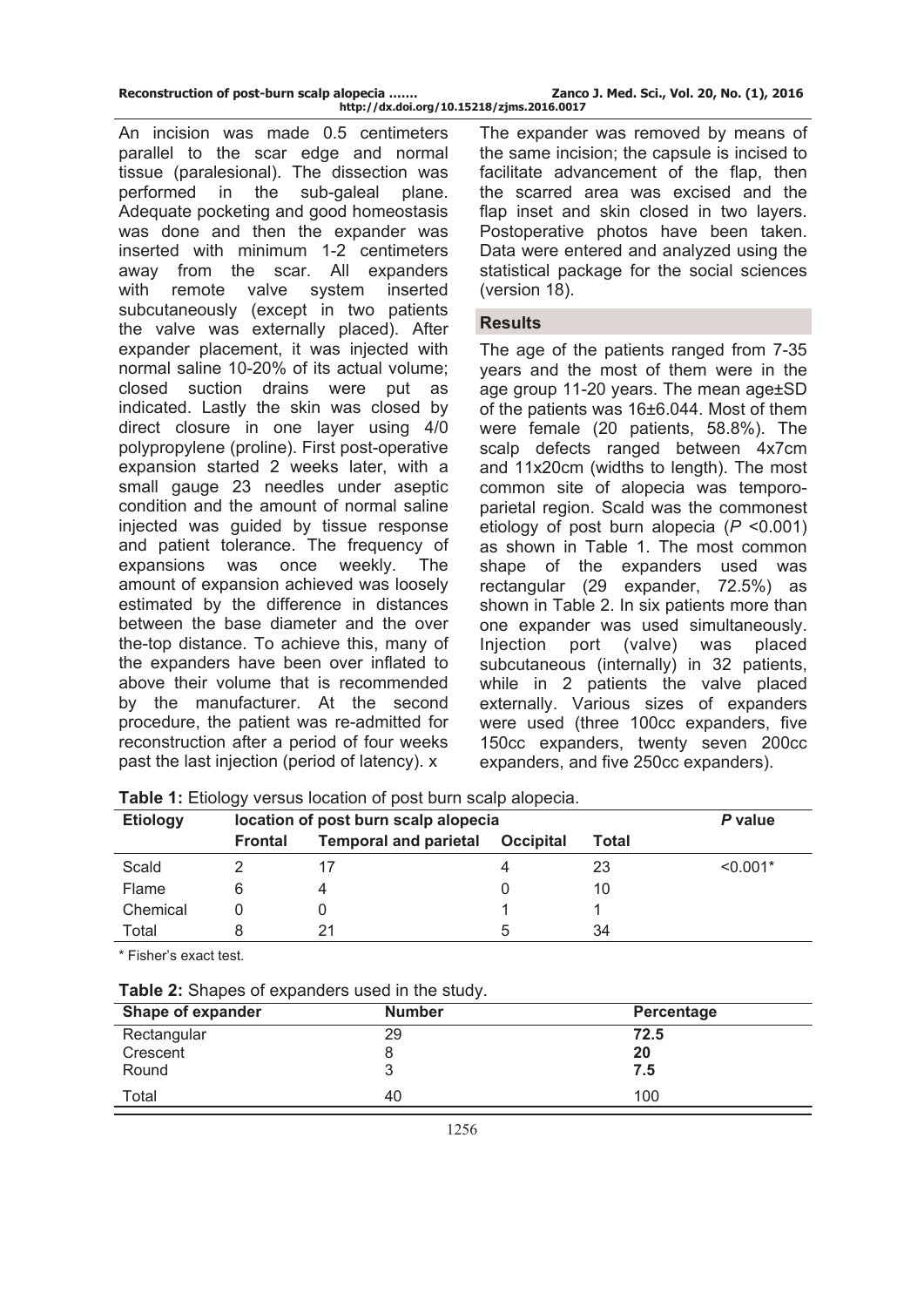An incision was made 0.5 centimeters parallel to the scar edge and normal tissue (paralesional). The dissection was performed in the sub-galeal plane. Adequate pocketing and good homeostasis was done and then the expander was inserted with minimum 1-2 centimeters away from the scar. All expanders with remote valve system inserted subcutaneously (except in two patients the valve was externally placed). After expander placement, it was injected with normal saline 10-20% of its actual volume; closed suction drains were put as indicated. Lastly the skin was closed by direct closure in one layer using 4/0 polypropylene (proline). First post-operative expansion started 2 weeks later, with a small gauge 23 needles under aseptic condition and the amount of normal saline injected was guided by tissue response and patient tolerance. The frequency of expansions was once weekly. The amount of expansion achieved was loosely estimated by the difference in distances between the base diameter and the over the-top distance. To achieve this, many of the expanders have been over inflated to above their volume that is recommended by the manufacturer. At the second procedure, the patient was re-admitted for reconstruction after a period of four weeks past the last injection (period of latency). x

The expander was removed by means of the same incision; the capsule is incised to facilitate advancement of the flap, then the scarred area was excised and the flap inset and skin closed in two layers. Postoperative photos have been taken. Data were entered and analyzed using the statistical package for the social sciences (version 18).

## Results

The age of the patients ranged from 7-35 years and the most of them were in the age group 11-20 years. The mean age±SD of the patients was 16±6.044. Most of them were female (20 patients, 58.8%). The scalp defects ranged between 4x7cm and 11x20cm (widths to length). The most common site of alopecia was temporo-parietal region. Scald was the commonest etiology of post burn alopecia (*P* <0.001) as shown in Table 1. The most common shape of the expanders used was rectangular (29 expander, 72.5%) as shown in Table 2. In six patients more than one expander was used simultaneously. Injection port (valve) was placed subcutaneous (internally) in 32 patients, while in 2 patients the valve placed externally. Various sizes of expanders were used (three 100cc expanders, five 150cc expanders, twenty seven 200cc expanders, and five 250cc expanders).

**Table 1:** Etiology versus location of post burn scalp alopecia.

| Etiology | location of post burn scalp alopecia | | | | *P* value |
|---|---|---|---|---|---|
| | Frontal | Temporal and parietal | Occipital | Total | |
| Scald | 2 | 17 | 4 | 23 | <0.001* |
| Flame | 6 | 4 | 0 | 10 | |
| Chemical | 0 | 0 | 1 | 1 | |
| Total | 8 | 21 | 5 | 34 | |

\* Fisher's exact test.

**Table 2:** Shapes of expanders used in the study.

| Shape of expander | Number | Percentage |
|---|---|---|
| Rectangular | 29 | **72.5** |
| Crescent | 8 | **20** |
| Round | 3 | **7.5** |
| Total | 40 | 100 |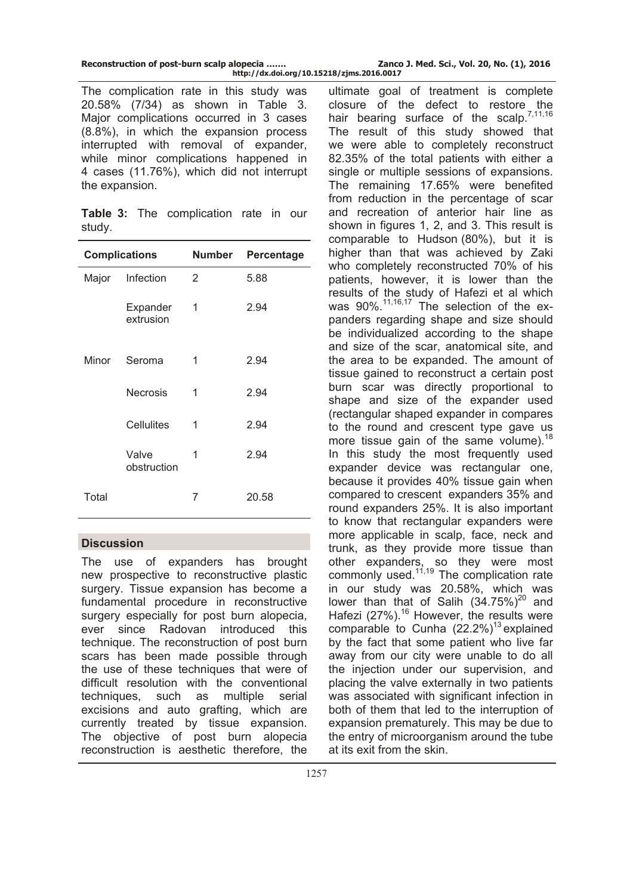The complication rate in this study was 20.58% (7/34) as shown in Table 3. Major complications occurred in 3 cases (8.8%), in which the expansion process interrupted with removal of expander, while minor complications happened in 4 cases (11.76%), which did not interrupt the expansion.

**Table 3:** The complication rate in our study.

| Complications | | Number | Percentage |
|---|---|---|---|
| Major | Infection | 2 | 5.88 |
| | Expander extrusion | 1 | 2.94 |
| Minor | Seroma | 1 | 2.94 |
| | Necrosis | 1 | 2.94 |
| | Cellulites | 1 | 2.94 |
| | Valve obstruction | 1 | 2.94 |
| Total | | 7 | 20.58 |

## Discussion

The use of expanders has brought new prospective to reconstructive plastic surgery. Tissue expansion has become a fundamental procedure in reconstructive surgery especially for post burn alopecia, ever since Radovan introduced this technique. The reconstruction of post burn scars has been made possible through the use of these techniques that were of difficult resolution with the conventional techniques, such as multiple serial excisions and auto grafting, which are currently treated by tissue expansion. The objective of post burn alopecia reconstruction is aesthetic therefore, the ultimate goal of treatment is complete closure of the defect to restore the hair bearing surface of the scalp.[7,11,16] The result of this study showed that we were able to completely reconstruct 82.35% of the total patients with either a single or multiple sessions of expansions. The remaining 17.65% were benefited from reduction in the percentage of scar and recreation of anterior hair line as shown in figures 1, 2, and 3. This result is comparable to Hudson (80%), but it is higher than that was achieved by Zaki who completely reconstructed 70% of his patients, however, it is lower than the results of the study of Hafezi et al which was 90%.[11,16,17] The selection of the expanders regarding shape and size should be individualized according to the shape and size of the scar, anatomical site, and the area to be expanded. The amount of tissue gained to reconstruct a certain post burn scar was directly proportional to shape and size of the expander used (rectangular shaped expander in compares to the round and crescent type gave us more tissue gain of the same volume).[18] In this study the most frequently used expander device was rectangular one, because it provides 40% tissue gain when compared to crescent expanders 35% and round expanders 25%. It is also important to know that rectangular expanders were more applicable in scalp, face, neck and trunk, as they provide more tissue than other expanders, so they were most commonly used.[11,19] The complication rate in our study was 20.58%, which was lower than that of Salih (34.75%)[20] and Hafezi (27%).[16] However, the results were comparable to Cunha (22.2%)[13] explained by the fact that some patient who live far away from our city were unable to do all the injection under our supervision, and placing the valve externally in two patients was associated with significant infection in both of them that led to the interruption of expansion prematurely. This may be due to the entry of microorganism around the tube at its exit from the skin.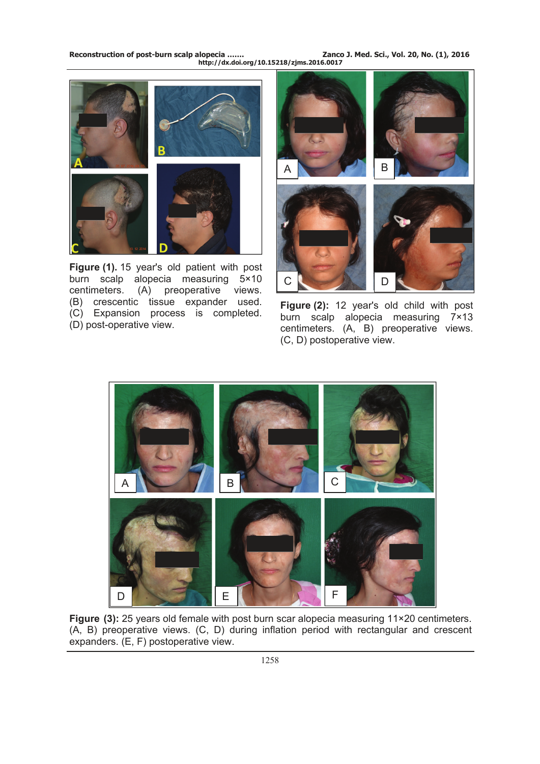**Figure (1).** 15 year's old patient with post burn scalp alopecia measuring 5×10 centimeters. (A) preoperative views. (B) crescentic tissue expander used. (C) Expansion process is completed. (D) post-operative view.

**Figure (2):** 12 year's old child with post burn scalp alopecia measuring 7×13 centimeters. (A, B) preoperative views. (C, D) postoperative view.

**Figure (3):** 25 years old female with post burn scar alopecia measuring 11×20 centimeters. (A, B) preoperative views. (C, D) during inflation period with rectangular and crescent expanders. (E, F) postoperative view.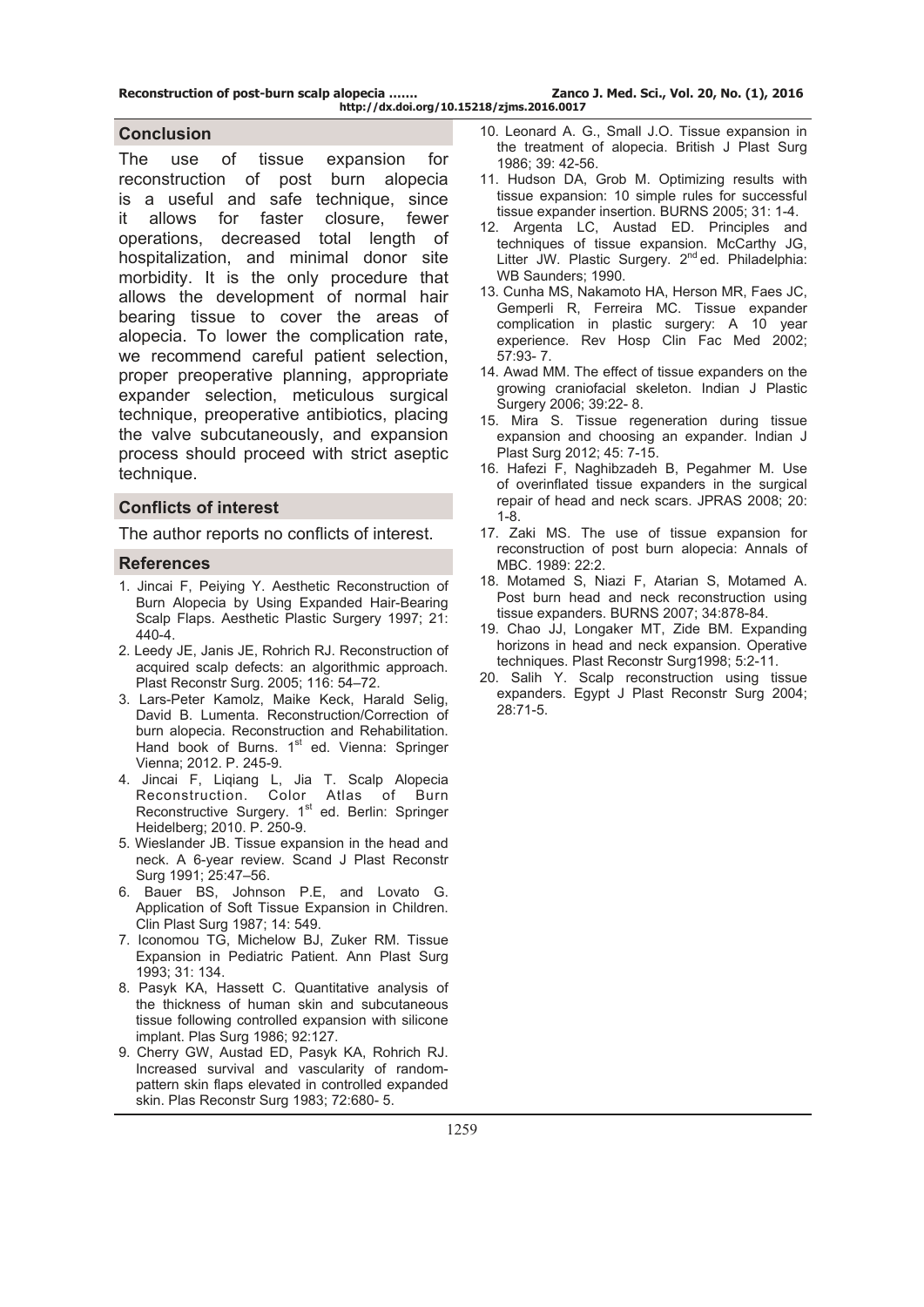## Conclusion

The use of tissue expansion for reconstruction of post burn alopecia is a useful and safe technique, since it allows for faster closure, fewer operations, decreased total length of hospitalization, and minimal donor site morbidity. It is the only procedure that allows the development of normal hair bearing tissue to cover the areas of alopecia. To lower the complication rate, we recommend careful patient selection, proper preoperative planning, appropriate expander selection, meticulous surgical technique, preoperative antibiotics, placing the valve subcutaneously, and expansion process should proceed with strict aseptic technique.

## Conflicts of interest

The author reports no conflicts of interest.

## References

1. Jincai F, Peiying Y. Aesthetic Reconstruction of Burn Alopecia by Using Expanded Hair-Bearing Scalp Flaps. Aesthetic Plastic Surgery 1997; 21: 440-4.
2. Leedy JE, Janis JE, Rohrich RJ. Reconstruction of acquired scalp defects: an algorithmic approach. Plast Reconstr Surg. 2005; 116: 54–72.
3. Lars-Peter Kamolz, Maike Keck, Harald Selig, David B. Lumenta. Reconstruction/Correction of burn alopecia. Reconstruction and Rehabilitation. Hand book of Burns. 1st ed. Vienna: Springer Vienna; 2012. P. 245-9.
4. Jincai F, Liqiang L, Jia T. Scalp Alopecia Reconstruction. Color Atlas of Burn Reconstructive Surgery. 1st ed. Berlin: Springer Heidelberg; 2010. P. 250-9.
5. Wieslander JB. Tissue expansion in the head and neck. A 6-year review. Scand J Plast Reconstr Surg 1991; 25:47–56.
6. Bauer BS, Johnson P.E, and Lovato G. Application of Soft Tissue Expansion in Children. Clin Plast Surg 1987; 14: 549.
7. Iconomou TG, Michelow BJ, Zuker RM. Tissue Expansion in Pediatric Patient. Ann Plast Surg 1993; 31: 134.
8. Pasyk KA, Hassett C. Quantitative analysis of the thickness of human skin and subcutaneous tissue following controlled expansion with silicone implant. Plas Surg 1986; 92:127.
9. Cherry GW, Austad ED, Pasyk KA, Rohrich RJ. Increased survival and vascularity of random-pattern skin flaps elevated in controlled expanded skin. Plas Reconstr Surg 1983; 72:680- 5.
10. Leonard A. G., Small J.O. Tissue expansion in the treatment of alopecia. British J Plast Surg 1986; 39: 42-56.
11. Hudson DA, Grob M. Optimizing results with tissue expansion: 10 simple rules for successful tissue expander insertion. BURNS 2005; 31: 1-4.
12. Argenta LC, Austad ED. Principles and techniques of tissue expansion. McCarthy JG, Litter JW. Plastic Surgery. 2nd ed. Philadelphia: WB Saunders; 1990.
13. Cunha MS, Nakamoto HA, Herson MR, Faes JC, Gemperli R, Ferreira MC. Tissue expander complication in plastic surgery: A 10 year experience. Rev Hosp Clin Fac Med 2002; 57:93- 7.
14. Awad MM. The effect of tissue expanders on the growing craniofacial skeleton. Indian J Plastic Surgery 2006; 39:22- 8.
15. Mira S. Tissue regeneration during tissue expansion and choosing an expander. Indian J Plast Surg 2012; 45: 7-15.
16. Hafezi F, Naghibzadeh B, Pegahmer M. Use of overinflated tissue expanders in the surgical repair of head and neck scars. JPRAS 2008; 20: 1-8.
17. Zaki MS. The use of tissue expansion for reconstruction of post burn alopecia: Annals of MBC. 1989: 22:2.
18. Motamed S, Niazi F, Atarian S, Motamed A. Post burn head and neck reconstruction using tissue expanders. BURNS 2007; 34:878-84.
19. Chao JJ, Longaker MT, Zide BM. Expanding horizons in head and neck expansion. Operative techniques. Plast Reconstr Surg1998; 5:2-11.
20. Salih Y. Scalp reconstruction using tissue expanders. Egypt J Plast Reconstr Surg 2004; 28:71-5.